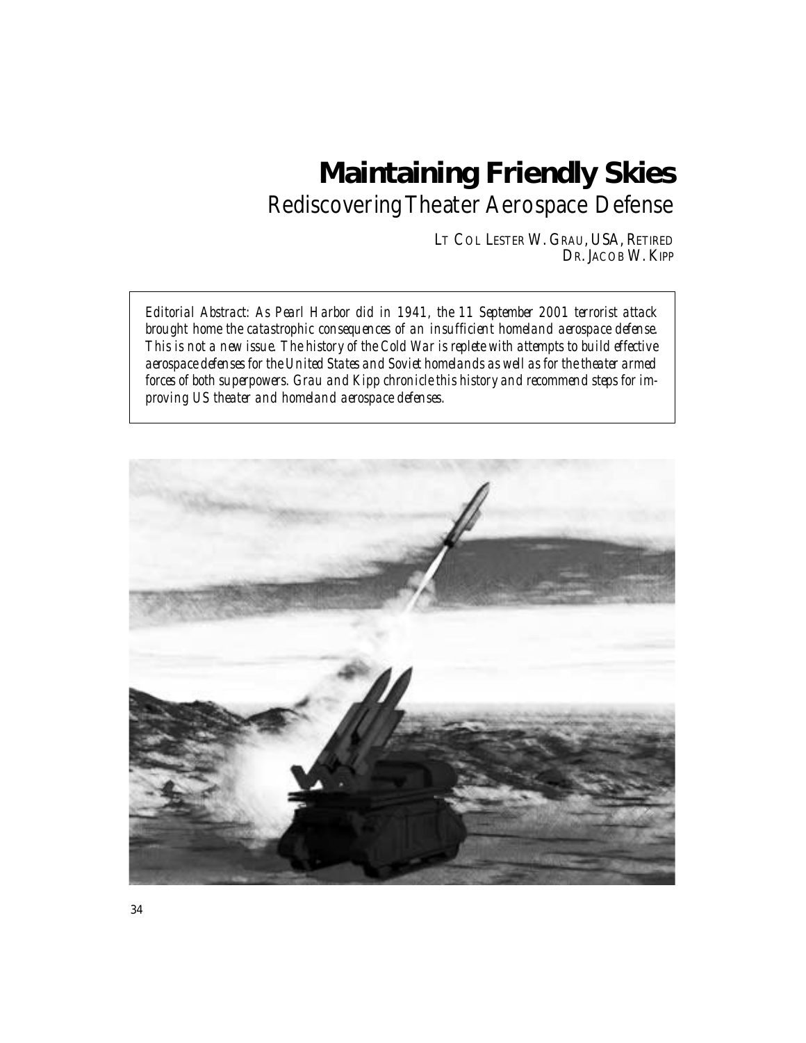# Maintaining Friendly Skies

## Rediscovering Theater Aerospace Defense

LT COL LESTER W. GRAU, USA, RETIRED
DR. JACOB W. KIPP

*Editorial Abstract: As Pearl Harbor did in 1941, the 11 September 2001 terrorist attack brought home the catastrophic consequences of an insufficient homeland aerospace defense. This is not a new issue. The history of the Cold War is replete with attempts to build effective aerospace defenses for the United States and Soviet homelands as well as for the theater armed forces of both superpowers. Grau and Kipp chronicle this history and recommend steps for improving US theater and homeland aerospace defenses.*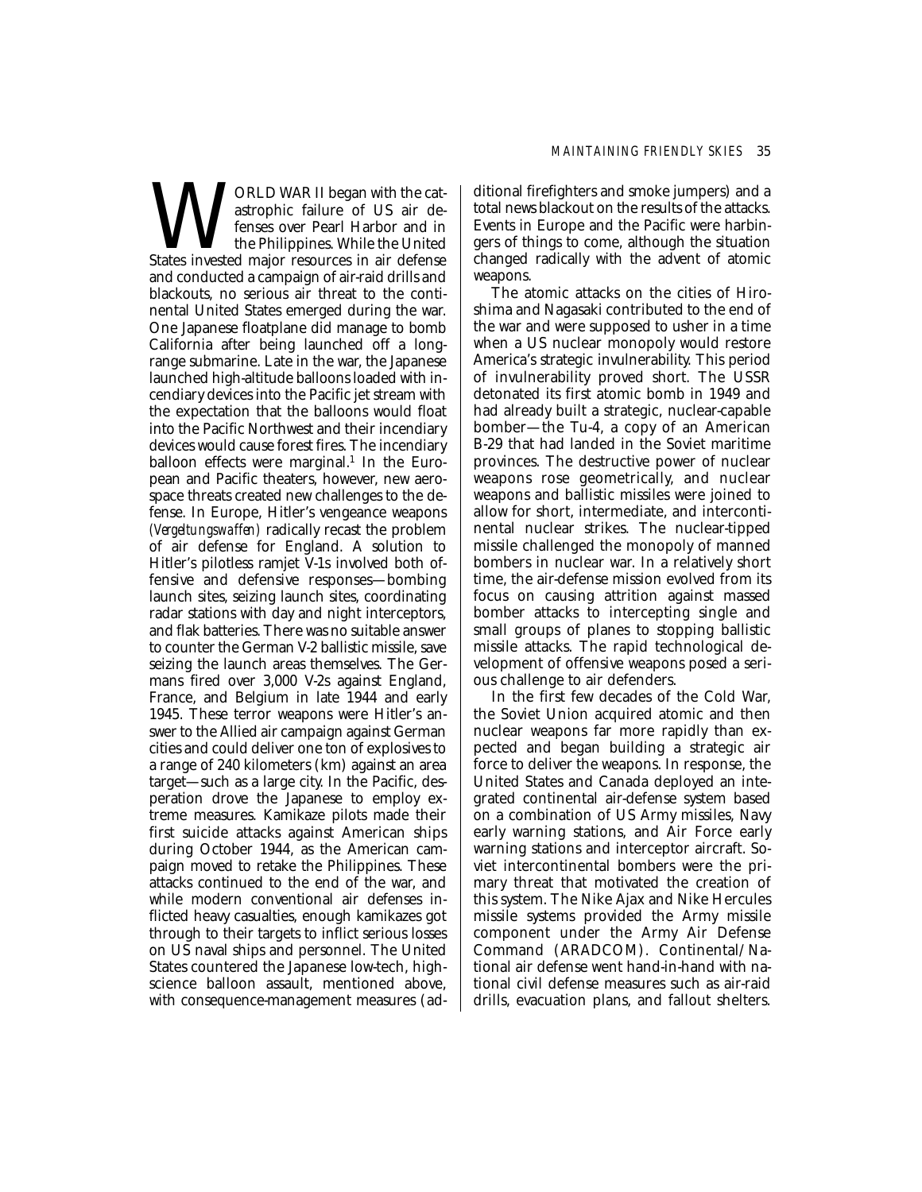WORLD WAR II began with the catastrophic failure of US air defenses over Pearl Harbor and in the Philippines. While the United States invested major resources in air defense and conducted a campaign of air-raid drills and blackouts, no serious air threat to the continental United States emerged during the war. One Japanese floatplane did manage to bomb California after being launched off a long-range submarine. Late in the war, the Japanese launched high-altitude balloons loaded with incendiary devices into the Pacific jet stream with the expectation that the balloons would float into the Pacific Northwest and their incendiary devices would cause forest fires. The incendiary balloon effects were marginal.[1] In the European and Pacific theaters, however, new aerospace threats created new challenges to the defense. In Europe, Hitler's vengeance weapons (*Vergeltungswaffen*) radically recast the problem of air defense for England. A solution to Hitler's pilotless ramjet V-1s involved both offensive and defensive responses—bombing launch sites, seizing launch sites, coordinating radar stations with day and night interceptors, and flak batteries. There was no suitable answer to counter the German V-2 ballistic missile, save seizing the launch areas themselves. The Germans fired over 3,000 V-2s against England, France, and Belgium in late 1944 and early 1945. These terror weapons were Hitler's answer to the Allied air campaign against German cities and could deliver one ton of explosives to a range of 240 kilometers (km) against an area target—such as a large city. In the Pacific, desperation drove the Japanese to employ extreme measures. Kamikaze pilots made their first suicide attacks against American ships during October 1944, as the American campaign moved to retake the Philippines. These attacks continued to the end of the war, and while modern conventional air defenses inflicted heavy casualties, enough kamikazes got through to their targets to inflict serious losses on US naval ships and personnel. The United States countered the Japanese low-tech, high-science balloon assault, mentioned above, with consequence-management measures (additional firefighters and smoke jumpers) and a total news blackout on the results of the attacks. Events in Europe and the Pacific were harbingers of things to come, although the situation changed radically with the advent of atomic weapons.

The atomic attacks on the cities of Hiroshima and Nagasaki contributed to the end of the war and were supposed to usher in a time when a US nuclear monopoly would restore America's strategic invulnerability. This period of invulnerability proved short. The USSR detonated its first atomic bomb in 1949 and had already built a strategic, nuclear-capable bomber—the Tu-4, a copy of an American B-29 that had landed in the Soviet maritime provinces. The destructive power of nuclear weapons rose geometrically, and nuclear weapons and ballistic missiles were joined to allow for short, intermediate, and intercontinental nuclear strikes. The nuclear-tipped missile challenged the monopoly of manned bombers in nuclear war. In a relatively short time, the air-defense mission evolved from its focus on causing attrition against massed bomber attacks to intercepting single and small groups of planes to stopping ballistic missile attacks. The rapid technological development of offensive weapons posed a serious challenge to air defenders.

In the first few decades of the Cold War, the Soviet Union acquired atomic and then nuclear weapons far more rapidly than expected and began building a strategic air force to deliver the weapons. In response, the United States and Canada deployed an integrated continental air-defense system based on a combination of US Army missiles, Navy early warning stations, and Air Force early warning stations and interceptor aircraft. Soviet intercontinental bombers were the primary threat that motivated the creation of this system. The Nike Ajax and Nike Hercules missile systems provided the Army missile component under the Army Air Defense Command (ARADCOM). Continental/National air defense went hand-in-hand with national civil defense measures such as air-raid drills, evacuation plans, and fallout shelters.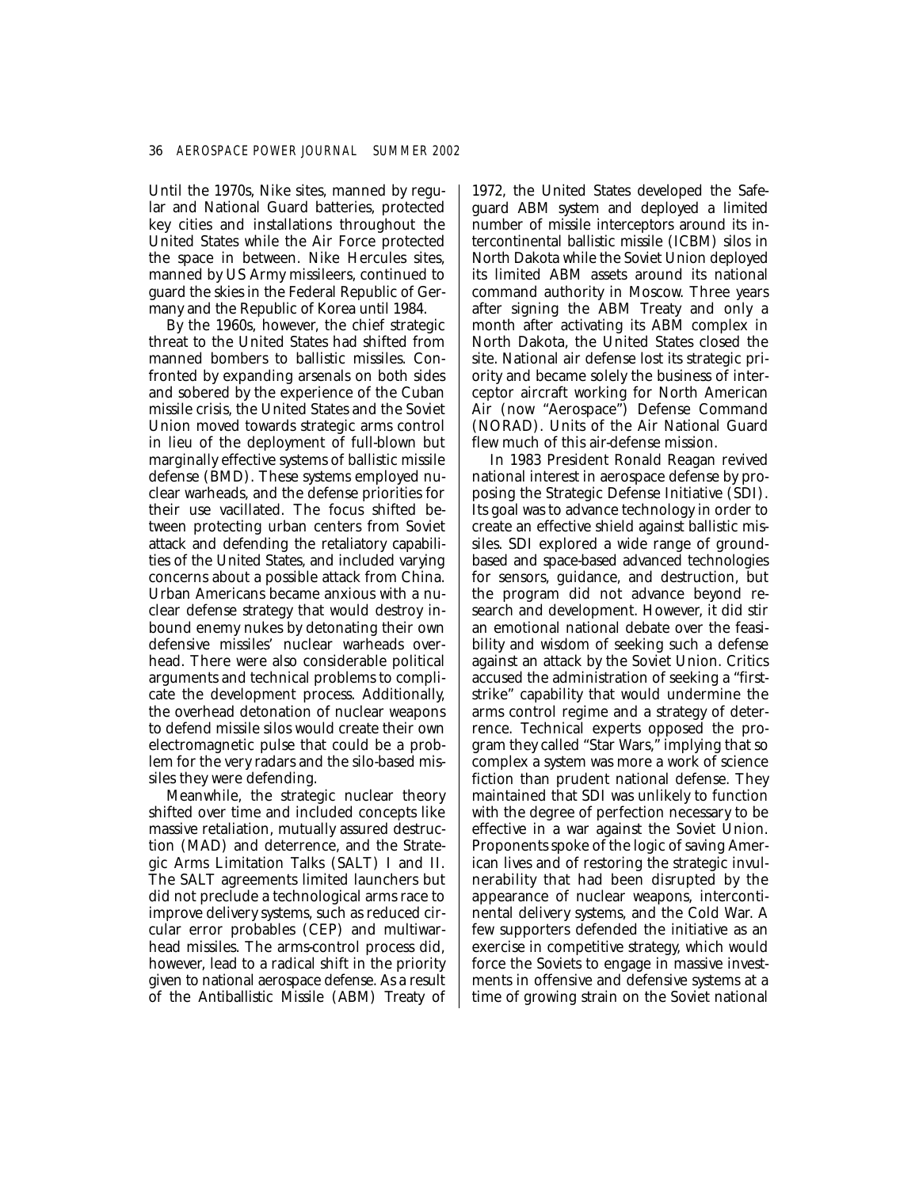Until the 1970s, Nike sites, manned by regular and National Guard batteries, protected key cities and installations throughout the United States while the Air Force protected the space in between. Nike Hercules sites, manned by US Army missileers, continued to guard the skies in the Federal Republic of Germany and the Republic of Korea until 1984.

By the 1960s, however, the chief strategic threat to the United States had shifted from manned bombers to ballistic missiles. Confronted by expanding arsenals on both sides and sobered by the experience of the Cuban missile crisis, the United States and the Soviet Union moved towards strategic arms control in lieu of the deployment of full-blown but marginally effective systems of ballistic missile defense (BMD). These systems employed nuclear warheads, and the defense priorities for their use vacillated. The focus shifted between protecting urban centers from Soviet attack and defending the retaliatory capabilities of the United States, and included varying concerns about a possible attack from China. Urban Americans became anxious with a nuclear defense strategy that would destroy inbound enemy nukes by detonating their own defensive missiles' nuclear warheads overhead. There were also considerable political arguments and technical problems to complicate the development process. Additionally, the overhead detonation of nuclear weapons to defend missile silos would create their own electromagnetic pulse that could be a problem for the very radars and the silo-based missiles they were defending.

Meanwhile, the strategic nuclear theory shifted over time and included concepts like massive retaliation, mutually assured destruction (MAD) and deterrence, and the Strategic Arms Limitation Talks (SALT) I and II. The SALT agreements limited launchers but did not preclude a technological arms race to improve delivery systems, such as reduced circular error probables (CEP) and multiwarhead missiles. The arms-control process did, however, lead to a radical shift in the priority given to national aerospace defense. As a result of the Antiballistic Missile (ABM) Treaty of 1972, the United States developed the Safeguard ABM system and deployed a limited number of missile interceptors around its intercontinental ballistic missile (ICBM) silos in North Dakota while the Soviet Union deployed its limited ABM assets around its national command authority in Moscow. Three years after signing the ABM Treaty and only a month after activating its ABM complex in North Dakota, the United States closed the site. National air defense lost its strategic priority and became solely the business of interceptor aircraft working for North American Air (now "Aerospace") Defense Command (NORAD). Units of the Air National Guard flew much of this air-defense mission.

In 1983 President Ronald Reagan revived national interest in aerospace defense by proposing the Strategic Defense Initiative (SDI). Its goal was to advance technology in order to create an effective shield against ballistic missiles. SDI explored a wide range of ground-based and space-based advanced technologies for sensors, guidance, and destruction, but the program did not advance beyond research and development. However, it did stir an emotional national debate over the feasibility and wisdom of seeking such a defense against an attack by the Soviet Union. Critics accused the administration of seeking a "first-strike" capability that would undermine the arms control regime and a strategy of deterrence. Technical experts opposed the program they called "Star Wars," implying that so complex a system was more a work of science fiction than prudent national defense. They maintained that SDI was unlikely to function with the degree of perfection necessary to be effective in a war against the Soviet Union. Proponents spoke of the logic of saving American lives and of restoring the strategic invulnerability that had been disrupted by the appearance of nuclear weapons, intercontinental delivery systems, and the Cold War. A few supporters defended the initiative as an exercise in competitive strategy, which would force the Soviets to engage in massive investments in offensive and defensive systems at a time of growing strain on the Soviet national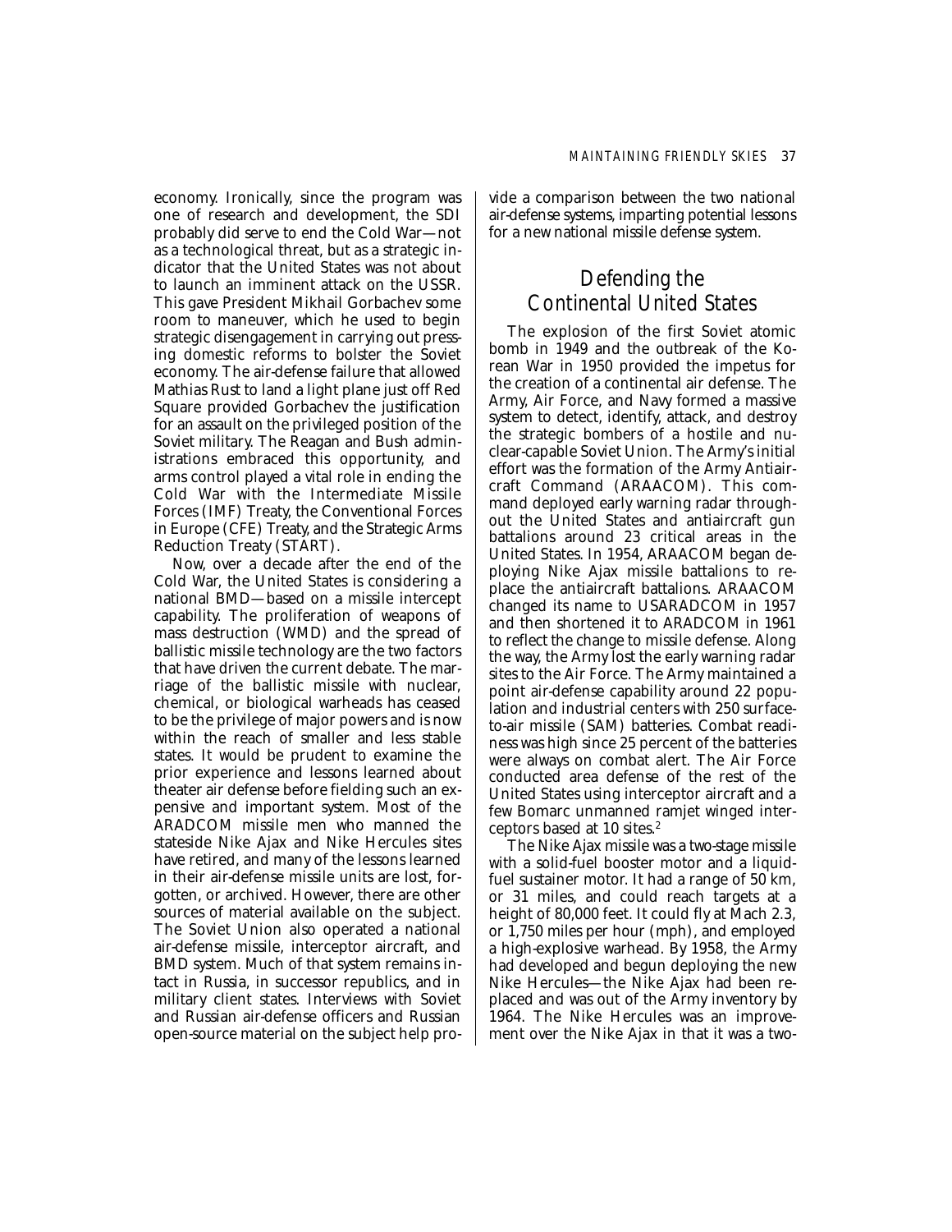economy. Ironically, since the program was one of research and development, the SDI probably did serve to end the Cold War—not as a technological threat, but as a strategic indicator that the United States was not about to launch an imminent attack on the USSR. This gave President Mikhail Gorbachev some room to maneuver, which he used to begin strategic disengagement in carrying out pressing domestic reforms to bolster the Soviet economy. The air-defense failure that allowed Mathias Rust to land a light plane just off Red Square provided Gorbachev the justification for an assault on the privileged position of the Soviet military. The Reagan and Bush administrations embraced this opportunity, and arms control played a vital role in ending the Cold War with the Intermediate Missile Forces (IMF) Treaty, the Conventional Forces in Europe (CFE) Treaty, and the Strategic Arms Reduction Treaty (START).

Now, over a decade after the end of the Cold War, the United States is considering a national BMD—based on a missile intercept capability. The proliferation of weapons of mass destruction (WMD) and the spread of ballistic missile technology are the two factors that have driven the current debate. The marriage of the ballistic missile with nuclear, chemical, or biological warheads has ceased to be the privilege of major powers and is now within the reach of smaller and less stable states. It would be prudent to examine the prior experience and lessons learned about theater air defense before fielding such an expensive and important system. Most of the ARADCOM missile men who manned the stateside Nike Ajax and Nike Hercules sites have retired, and many of the lessons learned in their air-defense missile units are lost, forgotten, or archived. However, there are other sources of material available on the subject. The Soviet Union also operated a national air-defense missile, interceptor aircraft, and BMD system. Much of that system remains intact in Russia, in successor republics, and in military client states. Interviews with Soviet and Russian air-defense officers and Russian open-source material on the subject help provide a comparison between the two national air-defense systems, imparting potential lessons for a new national missile defense system.

## Defending the Continental United States

The explosion of the first Soviet atomic bomb in 1949 and the outbreak of the Korean War in 1950 provided the impetus for the creation of a continental air defense. The Army, Air Force, and Navy formed a massive system to detect, identify, attack, and destroy the strategic bombers of a hostile and nuclear-capable Soviet Union. The Army's initial effort was the formation of the Army Antiaircraft Command (ARAACOM). This command deployed early warning radar throughout the United States and antiaircraft gun battalions around 23 critical areas in the United States. In 1954, ARAACOM began deploying Nike Ajax missile battalions to replace the antiaircraft battalions. ARAACOM changed its name to USARADCOM in 1957 and then shortened it to ARADCOM in 1961 to reflect the change to missile defense. Along the way, the Army lost the early warning radar sites to the Air Force. The Army maintained a point air-defense capability around 22 population and industrial centers with 250 surface-to-air missile (SAM) batteries. Combat readiness was high since 25 percent of the batteries were always on combat alert. The Air Force conducted area defense of the rest of the United States using interceptor aircraft and a few Bomarc unmanned ramjet winged interceptors based at 10 sites.[2]

The Nike Ajax missile was a two-stage missile with a solid-fuel booster motor and a liquid-fuel sustainer motor. It had a range of 50 km, or 31 miles, and could reach targets at a height of 80,000 feet. It could fly at Mach 2.3, or 1,750 miles per hour (mph), and employed a high-explosive warhead. By 1958, the Army had developed and begun deploying the new Nike Hercules—the Nike Ajax had been replaced and was out of the Army inventory by 1964. The Nike Hercules was an improvement over the Nike Ajax in that it was a two-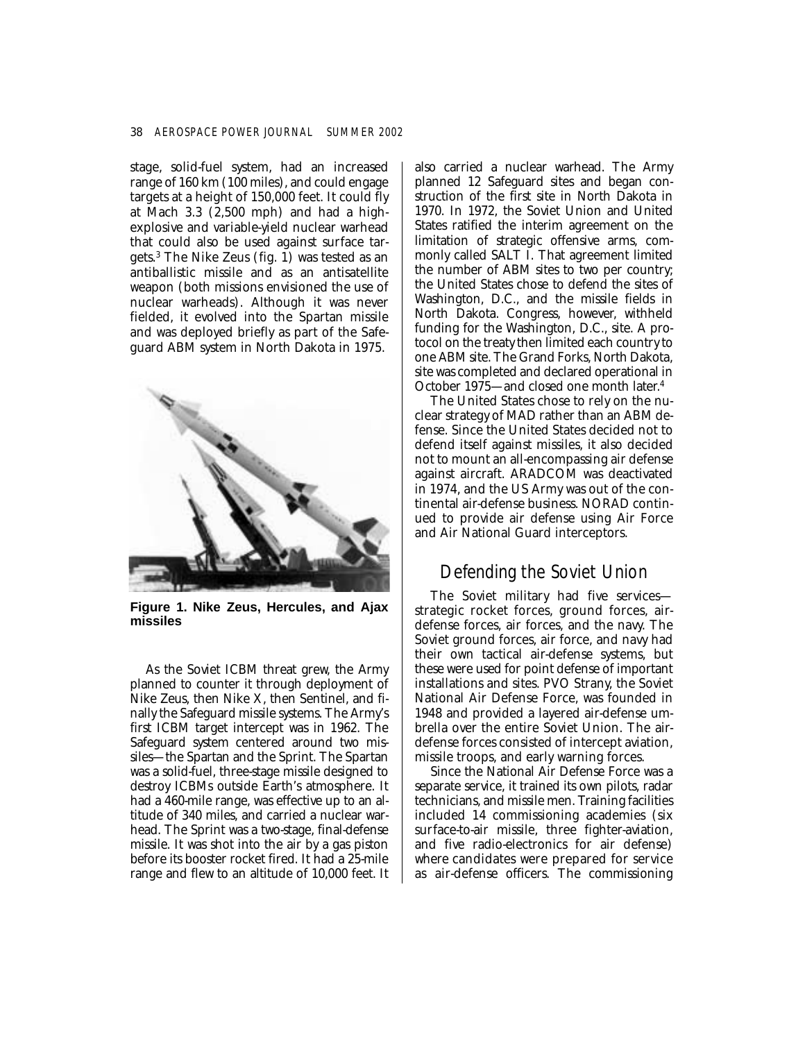stage, solid-fuel system, had an increased range of 160 km (100 miles), and could engage targets at a height of 150,000 feet. It could fly at Mach 3.3 (2,500 mph) and had a high-explosive and variable-yield nuclear warhead that could also be used against surface targets.[3] The Nike Zeus (fig. 1) was tested as an antiballistic missile and as an antisatellite weapon (both missions envisioned the use of nuclear warheads). Although it was never fielded, it evolved into the Spartan missile and was deployed briefly as part of the Safeguard ABM system in North Dakota in 1975.

**Figure 1. Nike Zeus, Hercules, and Ajax missiles**

As the Soviet ICBM threat grew, the Army planned to counter it through deployment of Nike Zeus, then Nike X, then Sentinel, and finally the Safeguard missile systems. The Army's first ICBM target intercept was in 1962. The Safeguard system centered around two missiles—the Spartan and the Sprint. The Spartan was a solid-fuel, three-stage missile designed to destroy ICBMs outside Earth's atmosphere. It had a 460-mile range, was effective up to an altitude of 340 miles, and carried a nuclear warhead. The Sprint was a two-stage, final-defense missile. It was shot into the air by a gas piston before its booster rocket fired. It had a 25-mile range and flew to an altitude of 10,000 feet. It also carried a nuclear warhead. The Army planned 12 Safeguard sites and began construction of the first site in North Dakota in 1970. In 1972, the Soviet Union and United States ratified the interim agreement on the limitation of strategic offensive arms, commonly called SALT I. That agreement limited the number of ABM sites to two per country; the United States chose to defend the sites of Washington, D.C., and the missile fields in North Dakota. Congress, however, withheld funding for the Washington, D.C., site. A protocol on the treaty then limited each country to one ABM site. The Grand Forks, North Dakota, site was completed and declared operational in October 1975—and closed one month later.[4]

The United States chose to rely on the nuclear strategy of MAD rather than an ABM defense. Since the United States decided not to defend itself against missiles, it also decided not to mount an all-encompassing air defense against aircraft. ARADCOM was deactivated in 1974, and the US Army was out of the continental air-defense business. NORAD continued to provide air defense using Air Force and Air National Guard interceptors.

## Defending the Soviet Union

The Soviet military had five services—strategic rocket forces, ground forces, air-defense forces, air forces, and the navy. The Soviet ground forces, air force, and navy had their own tactical air-defense systems, but these were used for point defense of important installations and sites. PVO Strany, the Soviet National Air Defense Force, was founded in 1948 and provided a layered air-defense umbrella over the entire Soviet Union. The air-defense forces consisted of intercept aviation, missile troops, and early warning forces.

Since the National Air Defense Force was a separate service, it trained its own pilots, radar technicians, and missile men. Training facilities included 14 commissioning academies (six surface-to-air missile, three fighter-aviation, and five radio-electronics for air defense) where candidates were prepared for service as air-defense officers. The commissioning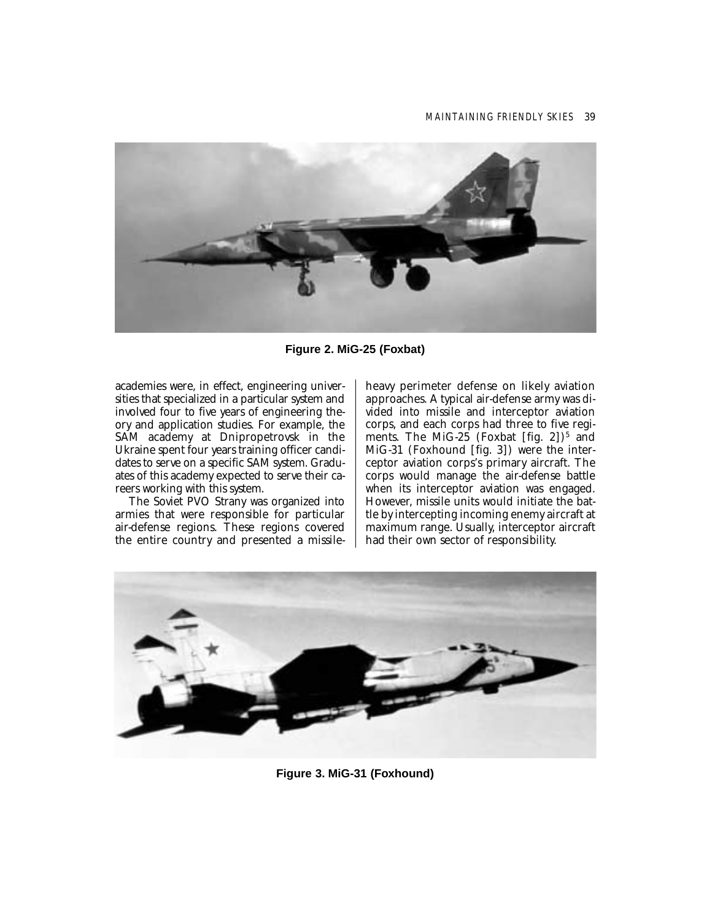Figure 2. MiG-25 (Foxbat)

academies were, in effect, engineering universities that specialized in a particular system and involved four to five years of engineering theory and application studies. For example, the SAM academy at Dnipropetrovsk in the Ukraine spent four years training officer candidates to serve on a specific SAM system. Graduates of this academy expected to serve their careers working with this system.

The Soviet PVO Strany was organized into armies that were responsible for particular air-defense regions. These regions covered the entire country and presented a missile-heavy perimeter defense on likely aviation approaches. A typical air-defense army was divided into missile and interceptor aviation corps, and each corps had three to five regiments. The MiG-25 (Foxbat [fig. 2])[5] and MiG-31 (Foxhound [fig. 3]) were the interceptor aviation corps's primary aircraft. The corps would manage the air-defense battle when its interceptor aviation was engaged. However, missile units would initiate the battle by intercepting incoming enemy aircraft at maximum range. Usually, interceptor aircraft had their own sector of responsibility.

Figure 3. MiG-31 (Foxhound)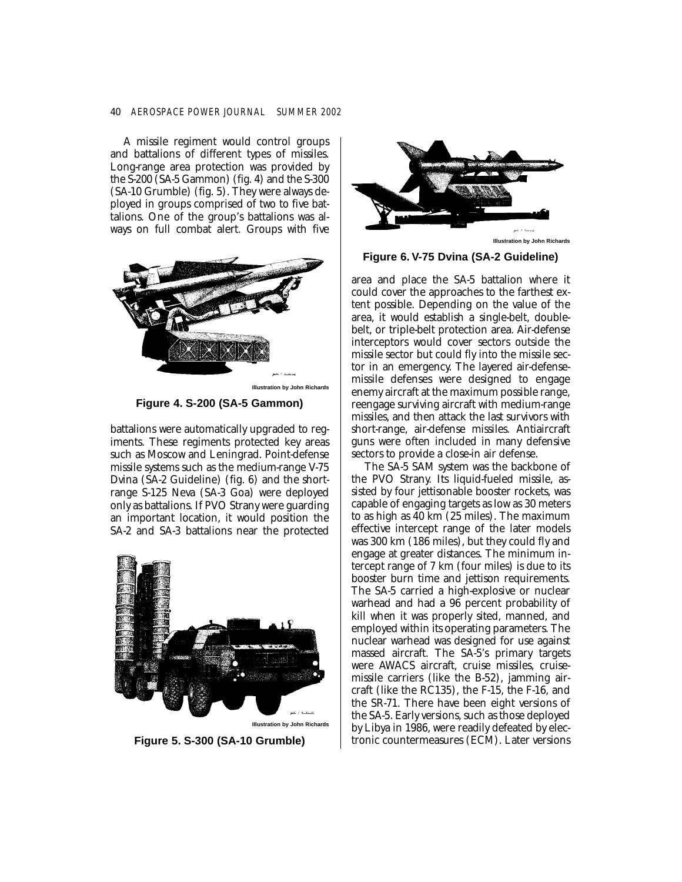A missile regiment would control groups and battalions of different types of missiles. Long-range area protection was provided by the S-200 (SA-5 Gammon) (fig. 4) and the S-300 (SA-10 Grumble) (fig. 5). They were always deployed in groups comprised of two to five battalions. One of the group's battalions was always on full combat alert. Groups with five battalions were automatically upgraded to regiments. These regiments protected key areas such as Moscow and Leningrad. Point-defense missile systems such as the medium-range V-75 Dvina (SA-2 Guideline) (fig. 6) and the short-range S-125 Neva (SA-3 Goa) were deployed only as battalions. If PVO Strany were guarding an important location, it would position the SA-2 and SA-3 battalions near the protected area and place the SA-5 battalion where it could cover the approaches to the farthest extent possible. Depending on the value of the area, it would establish a single-belt, double-belt, or triple-belt protection area. Air-defense interceptors would cover sectors outside the missile sector but could fly into the missile sector in an emergency. The layered air-defense-missile defenses were designed to engage enemy aircraft at the maximum possible range, reengage surviving aircraft with medium-range missiles, and then attack the last survivors with short-range, air-defense missiles. Antiaircraft guns were often included in many defensive sectors to provide a close-in air defense.

Illustration by John Richards

**Figure 4. S-200 (SA-5 Gammon)**

Illustration by John Richards

**Figure 5. S-300 (SA-10 Grumble)**

Illustration by John Richards

**Figure 6. V-75 Dvina (SA-2 Guideline)**

The SA-5 SAM system was the backbone of the PVO Strany. Its liquid-fueled missile, assisted by four jettisonable booster rockets, was capable of engaging targets as low as 30 meters to as high as 40 km (25 miles). The maximum effective intercept range of the later models was 300 km (186 miles), but they could fly and engage at greater distances. The minimum intercept range of 7 km (four miles) is due to its booster burn time and jettison requirements. The SA-5 carried a high-explosive or nuclear warhead and had a 96 percent probability of kill when it was properly sited, manned, and employed within its operating parameters. The nuclear warhead was designed for use against massed aircraft. The SA-5's primary targets were AWACS aircraft, cruise missiles, cruise-missile carriers (like the B-52), jamming aircraft (like the RC135), the F-15, the F-16, and the SR-71. There have been eight versions of the SA-5. Early versions, such as those deployed by Libya in 1986, were readily defeated by electronic countermeasures (ECM). Later versions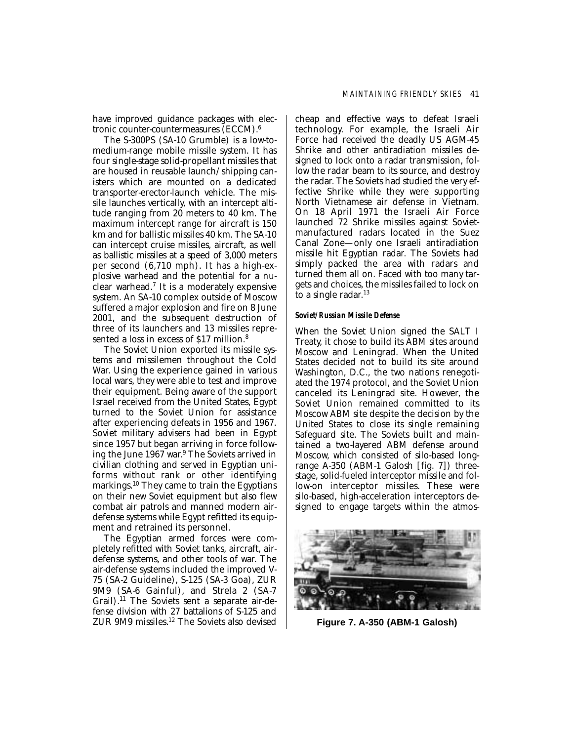have improved guidance packages with electronic counter-countermeasures (ECCM).[6]

The S-300PS (SA-10 Grumble) is a low-to-medium-range mobile missile system. It has four single-stage solid-propellant missiles that are housed in reusable launch/shipping canisters which are mounted on a dedicated transporter-erector-launch vehicle. The missile launches vertically, with an intercept altitude ranging from 20 meters to 40 km. The maximum intercept range for aircraft is 150 km and for ballistic missiles 40 km. The SA-10 can intercept cruise missiles, aircraft, as well as ballistic missiles at a speed of 3,000 meters per second (6,710 mph). It has a high-explosive warhead and the potential for a nuclear warhead.[7] It is a moderately expensive system. An SA-10 complex outside of Moscow suffered a major explosion and fire on 8 June 2001, and the subsequent destruction of three of its launchers and 13 missiles represented a loss in excess of $17 million.[8]

The Soviet Union exported its missile systems and missilemen throughout the Cold War. Using the experience gained in various local wars, they were able to test and improve their equipment. Being aware of the support Israel received from the United States, Egypt turned to the Soviet Union for assistance after experiencing defeats in 1956 and 1967. Soviet military advisers had been in Egypt since 1957 but began arriving in force following the June 1967 war.[9] The Soviets arrived in civilian clothing and served in Egyptian uniforms without rank or other identifying markings.[10] They came to train the Egyptians on their new Soviet equipment but also flew combat air patrols and manned modern air-defense systems while Egypt refitted its equipment and retrained its personnel.

The Egyptian armed forces were completely refitted with Soviet tanks, aircraft, air-defense systems, and other tools of war. The air-defense systems included the improved V-75 (SA-2 Guideline), S-125 (SA-3 Goa), ZUR 9M9 (SA-6 Gainful), and Strela 2 (SA-7 Grail).[11] The Soviets sent a separate air-defense division with 27 battalions of S-125 and ZUR 9M9 missiles.[12] The Soviets also devised cheap and effective ways to defeat Israeli technology. For example, the Israeli Air Force had received the deadly US AGM-45 Shrike and other antiradiation missiles designed to lock onto a radar transmission, follow the radar beam to its source, and destroy the radar. The Soviets had studied the very effective Shrike while they were supporting North Vietnamese air defense in Vietnam. On 18 April 1971 the Israeli Air Force launched 72 Shrike missiles against Soviet-manufactured radars located in the Suez Canal Zone—only one Israeli antiradiation missile hit Egyptian radar. The Soviets had simply packed the area with radars and turned them all on. Faced with too many targets and choices, the missiles failed to lock on to a single radar.[13]

#### *Soviet/Russian Missile Defense*

When the Soviet Union signed the SALT I Treaty, it chose to build its ABM sites around Moscow and Leningrad. When the United States decided not to build its site around Washington, D.C., the two nations renegotiated the 1974 protocol, and the Soviet Union canceled its Leningrad site. However, the Soviet Union remained committed to its Moscow ABM site despite the decision by the United States to close its single remaining Safeguard site. The Soviets built and maintained a two-layered ABM defense around Moscow, which consisted of silo-based long-range A-350 (ABM-1 Galosh [fig. 7]) three-stage, solid-fueled interceptor missile and follow-on interceptor missiles. These were silo-based, high-acceleration interceptors designed to engage targets within the atmos-

**Figure 7. A-350 (ABM-1 Galosh)**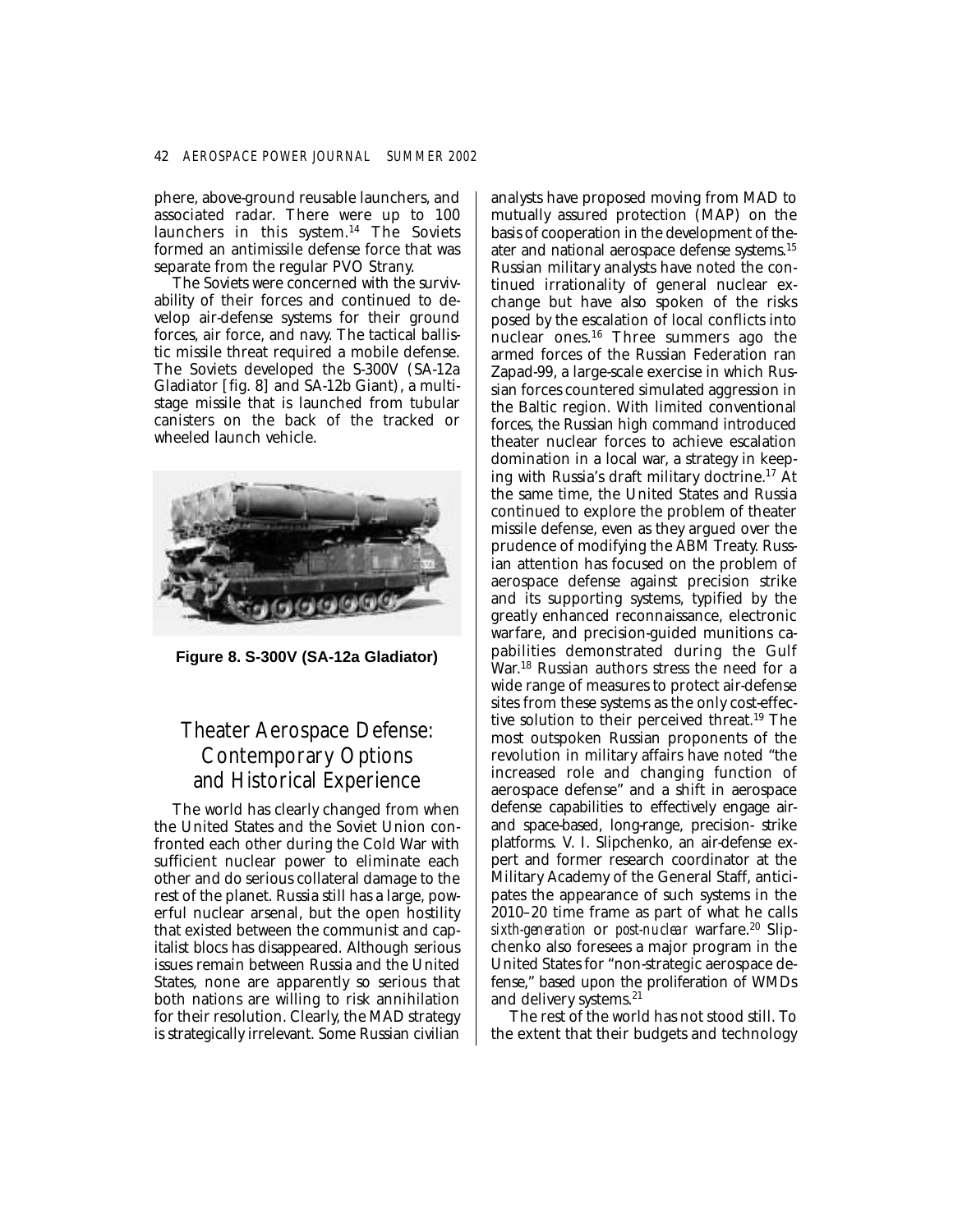phere, above-ground reusable launchers, and associated radar. There were up to 100 launchers in this system.[14] The Soviets formed an antimissile defense force that was separate from the regular PVO Strany.

The Soviets were concerned with the survivability of their forces and continued to develop air-defense systems for their ground forces, air force, and navy. The tactical ballistic missile threat required a mobile defense. The Soviets developed the S-300V (SA-12a Gladiator [fig. 8] and SA-12b Giant), a multistage missile that is launched from tubular canisters on the back of the tracked or wheeled launch vehicle.

**Figure 8. S-300V (SA-12a Gladiator)**

## Theater Aerospace Defense: Contemporary Options and Historical Experience

The world has clearly changed from when the United States and the Soviet Union confronted each other during the Cold War with sufficient nuclear power to eliminate each other and do serious collateral damage to the rest of the planet. Russia still has a large, powerful nuclear arsenal, but the open hostility that existed between the communist and capitalist blocs has disappeared. Although serious issues remain between Russia and the United States, none are apparently so serious that both nations are willing to risk annihilation for their resolution. Clearly, the MAD strategy is strategically irrelevant. Some Russian civilian analysts have proposed moving from MAD to mutually assured protection (MAP) on the basis of cooperation in the development of theater and national aerospace defense systems.[15] Russian military analysts have noted the continued irrationality of general nuclear exchange but have also spoken of the risks posed by the escalation of local conflicts into nuclear ones.[16] Three summers ago the armed forces of the Russian Federation ran Zapad-99, a large-scale exercise in which Russian forces countered simulated aggression in the Baltic region. With limited conventional forces, the Russian high command introduced theater nuclear forces to achieve escalation domination in a local war, a strategy in keeping with Russia's draft military doctrine.[17] At the same time, the United States and Russia continued to explore the problem of theater missile defense, even as they argued over the prudence of modifying the ABM Treaty. Russian attention has focused on the problem of aerospace defense against precision strike and its supporting systems, typified by the greatly enhanced reconnaissance, electronic warfare, and precision-guided munitions capabilities demonstrated during the Gulf War.[18] Russian authors stress the need for a wide range of measures to protect air-defense sites from these systems as the only cost-effective solution to their perceived threat.[19] The most outspoken Russian proponents of the revolution in military affairs have noted "the increased role and changing function of aerospace defense" and a shift in aerospace defense capabilities to effectively engage air- and space-based, long-range, precision- strike platforms. V. I. Slipchenko, an air-defense expert and former research coordinator at the Military Academy of the General Staff, anticipates the appearance of such systems in the 2010–20 time frame as part of what he calls *sixth-generation* or *post-nuclear* warfare.[20] Slipchenko also foresees a major program in the United States for "non-strategic aerospace defense," based upon the proliferation of WMDs and delivery systems.[21]

The rest of the world has not stood still. To the extent that their budgets and technology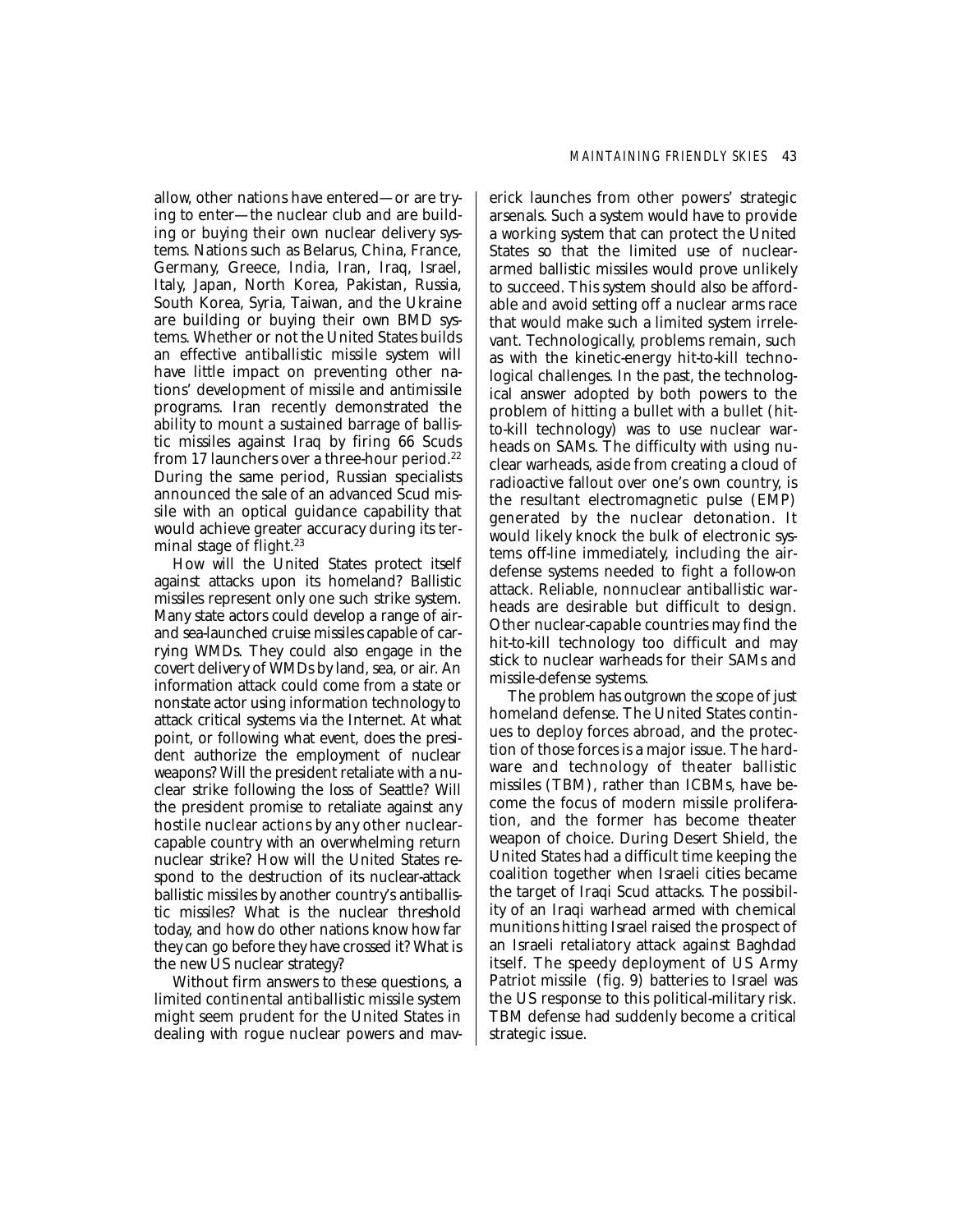allow, other nations have entered—or are trying to enter—the nuclear club and are building or buying their own nuclear delivery systems. Nations such as Belarus, China, France, Germany, Greece, India, Iran, Iraq, Israel, Italy, Japan, North Korea, Pakistan, Russia, South Korea, Syria, Taiwan, and the Ukraine are building or buying their own BMD systems. Whether or not the United States builds an effective antiballistic missile system will have little impact on preventing other nations' development of missile and antimissile programs. Iran recently demonstrated the ability to mount a sustained barrage of ballistic missiles against Iraq by firing 66 Scuds from 17 launchers over a three-hour period.[22] During the same period, Russian specialists announced the sale of an advanced Scud missile with an optical guidance capability that would achieve greater accuracy during its terminal stage of flight.[23]

How will the United States protect itself against attacks upon its homeland? Ballistic missiles represent only one such strike system. Many state actors could develop a range of air- and sea-launched cruise missiles capable of carrying WMDs. They could also engage in the covert delivery of WMDs by land, sea, or air. An information attack could come from a state or nonstate actor using information technology to attack critical systems via the Internet. At what point, or following what event, does the president authorize the employment of nuclear weapons? Will the president retaliate with a nuclear strike following the loss of Seattle? Will the president promise to retaliate against any hostile nuclear actions by any other nuclear-capable country with an overwhelming return nuclear strike? How will the United States respond to the destruction of its nuclear-attack ballistic missiles by another country's antiballistic missiles? What is the nuclear threshold today, and how do other nations know how far they can go before they have crossed it? What is the new US nuclear strategy?

Without firm answers to these questions, a limited continental antiballistic missile system might seem prudent for the United States in dealing with rogue nuclear powers and maverick launches from other powers' strategic arsenals. Such a system would have to provide a working system that can protect the United States so that the limited use of nuclear-armed ballistic missiles would prove unlikely to succeed. This system should also be affordable and avoid setting off a nuclear arms race that would make such a limited system irrelevant. Technologically, problems remain, such as with the kinetic-energy hit-to-kill technological challenges. In the past, the technological answer adopted by both powers to the problem of hitting a bullet with a bullet (hit-to-kill technology) was to use nuclear warheads on SAMs. The difficulty with using nuclear warheads, aside from creating a cloud of radioactive fallout over one's own country, is the resultant electromagnetic pulse (EMP) generated by the nuclear detonation. It would likely knock the bulk of electronic systems off-line immediately, including the air-defense systems needed to fight a follow-on attack. Reliable, nonnuclear antiballistic warheads are desirable but difficult to design. Other nuclear-capable countries may find the hit-to-kill technology too difficult and may stick to nuclear warheads for their SAMs and missile-defense systems.

The problem has outgrown the scope of just homeland defense. The United States continues to deploy forces abroad, and the protection of those forces is a major issue. The hardware and technology of theater ballistic missiles (TBM), rather than ICBMs, have become the focus of modern missile proliferation, and the former has become theater weapon of choice. During Desert Shield, the United States had a difficult time keeping the coalition together when Israeli cities became the target of Iraqi Scud attacks. The possibility of an Iraqi warhead armed with chemical munitions hitting Israel raised the prospect of an Israeli retaliatory attack against Baghdad itself. The speedy deployment of US Army Patriot missile (fig. 9) batteries to Israel was the US response to this political-military risk. TBM defense had suddenly become a critical strategic issue.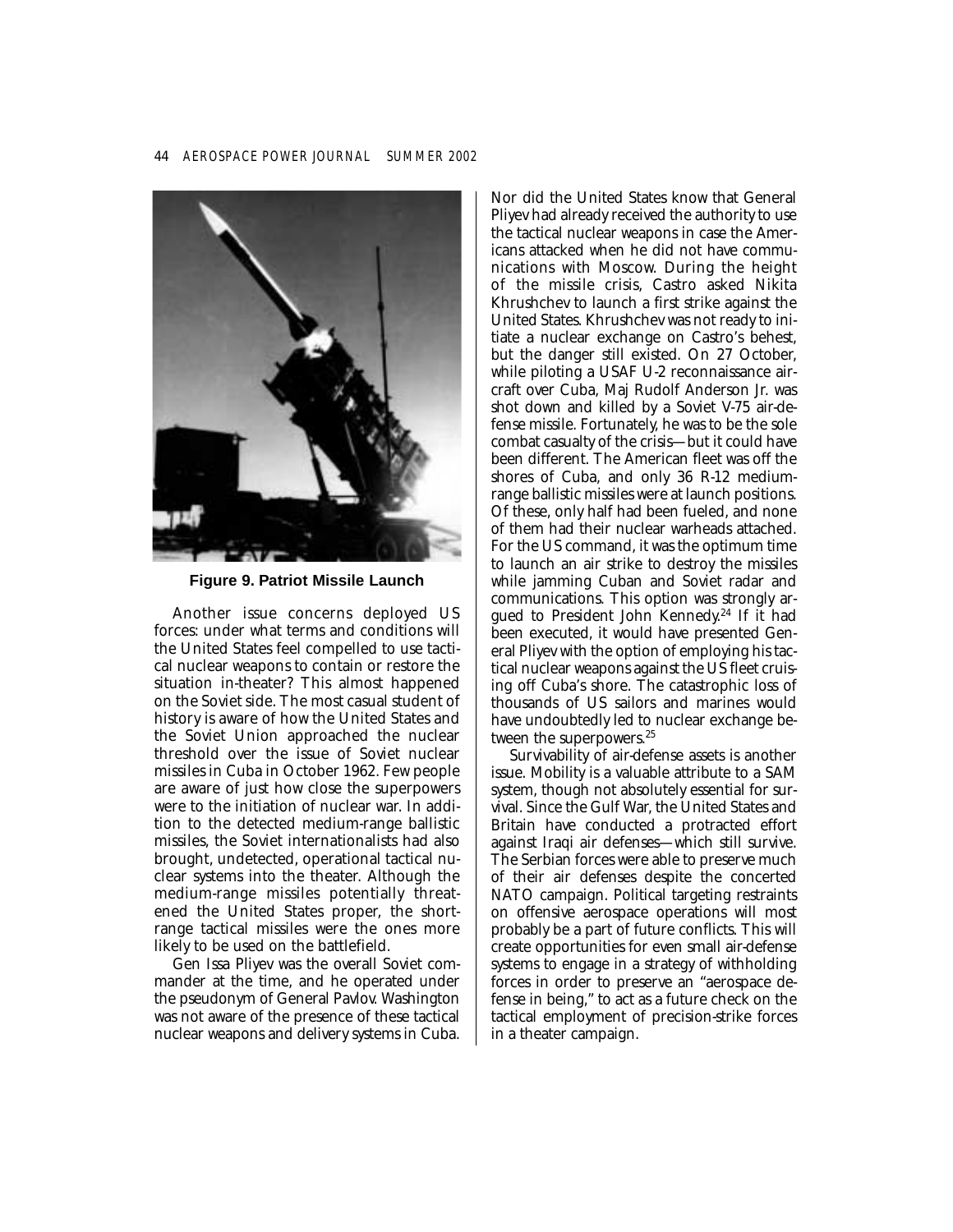Figure 9. Patriot Missile Launch

Another issue concerns deployed US forces: under what terms and conditions will the United States feel compelled to use tactical nuclear weapons to contain or restore the situation in-theater? This almost happened on the Soviet side. The most casual student of history is aware of how the United States and the Soviet Union approached the nuclear threshold over the issue of Soviet nuclear missiles in Cuba in October 1962. Few people are aware of just how close the superpowers were to the initiation of nuclear war. In addition to the detected medium-range ballistic missiles, the Soviet internationalists had also brought, undetected, operational tactical nuclear systems into the theater. Although the medium-range missiles potentially threatened the United States proper, the short-range tactical missiles were the ones more likely to be used on the battlefield.

Gen Issa Pliyev was the overall Soviet commander at the time, and he operated under the pseudonym of General Pavlov. Washington was not aware of the presence of these tactical nuclear weapons and delivery systems in Cuba. Nor did the United States know that General Pliyev had already received the authority to use the tactical nuclear weapons in case the Americans attacked when he did not have communications with Moscow. During the height of the missile crisis, Castro asked Nikita Khrushchev to launch a first strike against the United States. Khrushchev was not ready to initiate a nuclear exchange on Castro's behest, but the danger still existed. On 27 October, while piloting a USAF U-2 reconnaissance aircraft over Cuba, Maj Rudolf Anderson Jr. was shot down and killed by a Soviet V-75 air-defense missile. Fortunately, he was to be the sole combat casualty of the crisis—but it could have been different. The American fleet was off the shores of Cuba, and only 36 R-12 medium-range ballistic missiles were at launch positions. Of these, only half had been fueled, and none of them had their nuclear warheads attached. For the US command, it was the optimum time to launch an air strike to destroy the missiles while jamming Cuban and Soviet radar and communications. This option was strongly argued to President John Kennedy.[24] If it had been executed, it would have presented General Pliyev with the option of employing his tactical nuclear weapons against the US fleet cruising off Cuba's shore. The catastrophic loss of thousands of US sailors and marines would have undoubtedly led to nuclear exchange between the superpowers.[25]

Survivability of air-defense assets is another issue. Mobility is a valuable attribute to a SAM system, though not absolutely essential for survival. Since the Gulf War, the United States and Britain have conducted a protracted effort against Iraqi air defenses—which still survive. The Serbian forces were able to preserve much of their air defenses despite the concerted NATO campaign. Political targeting restraints on offensive aerospace operations will most probably be a part of future conflicts. This will create opportunities for even small air-defense systems to engage in a strategy of withholding forces in order to preserve an "aerospace defense in being," to act as a future check on the tactical employment of precision-strike forces in a theater campaign.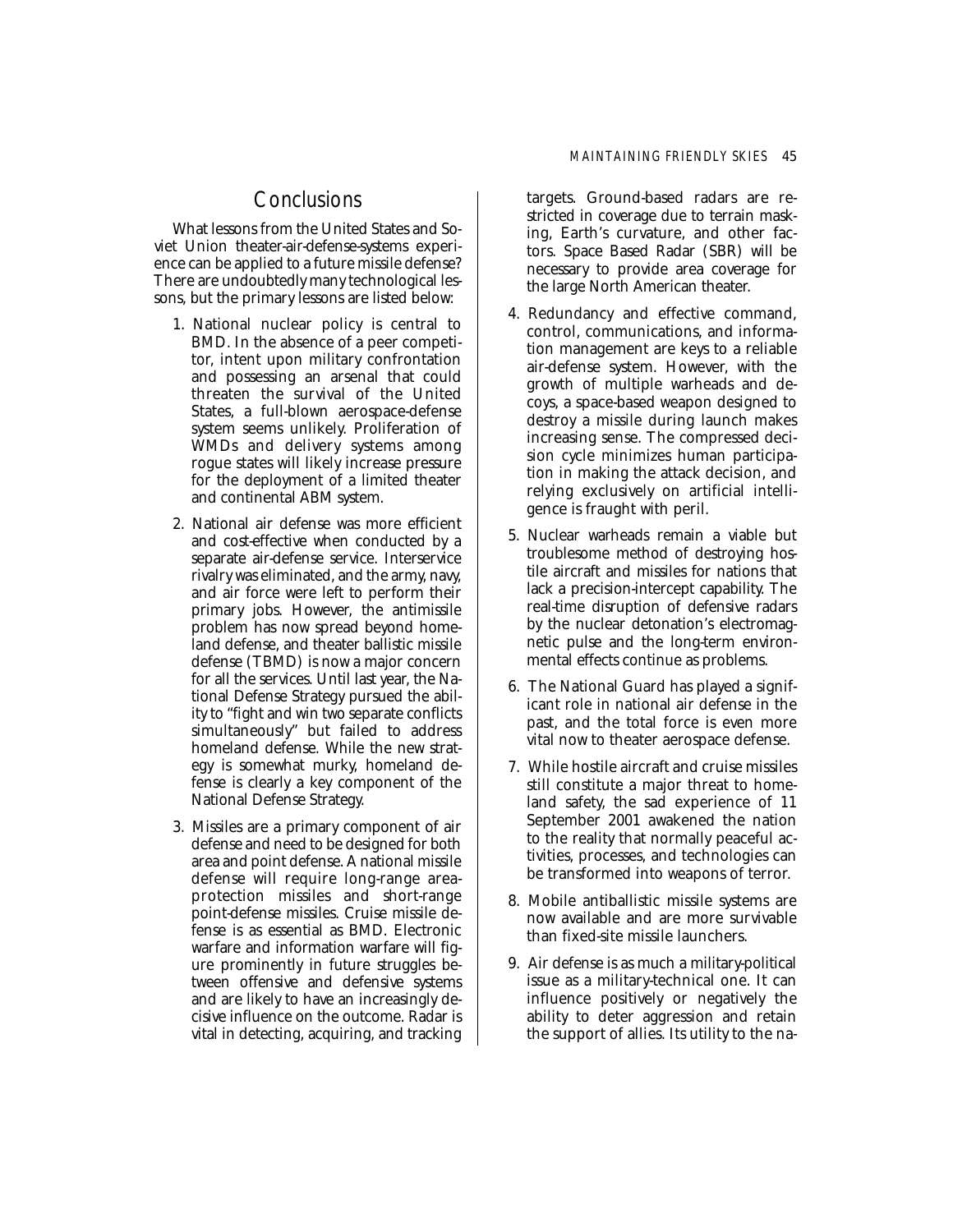## Conclusions

What lessons from the United States and Soviet Union theater-air-defense-systems experience can be applied to a future missile defense? There are undoubtedly many technological lessons, but the primary lessons are listed below:

1. National nuclear policy is central to BMD. In the absence of a peer competitor, intent upon military confrontation and possessing an arsenal that could threaten the survival of the United States, a full-blown aerospace-defense system seems unlikely. Proliferation of WMDs and delivery systems among rogue states will likely increase pressure for the deployment of a limited theater and continental ABM system.

2. National air defense was more efficient and cost-effective when conducted by a separate air-defense service. Interservice rivalry was eliminated, and the army, navy, and air force were left to perform their primary jobs. However, the antimissile problem has now spread beyond homeland defense, and theater ballistic missile defense (TBMD) is now a major concern for all the services. Until last year, the National Defense Strategy pursued the ability to "fight and win two separate conflicts simultaneously" but failed to address homeland defense. While the new strategy is somewhat murky, homeland defense is clearly a key component of the National Defense Strategy.

3. Missiles are a primary component of air defense and need to be designed for both area and point defense. A national missile defense will require long-range area-protection missiles and short-range point-defense missiles. Cruise missile defense is as essential as BMD. Electronic warfare and information warfare will figure prominently in future struggles between offensive and defensive systems and are likely to have an increasingly decisive influence on the outcome. Radar is vital in detecting, acquiring, and tracking targets. Ground-based radars are restricted in coverage due to terrain masking, Earth's curvature, and other factors. Space Based Radar (SBR) will be necessary to provide area coverage for the large North American theater.

4. Redundancy and effective command, control, communications, and information management are keys to a reliable air-defense system. However, with the growth of multiple warheads and decoys, a space-based weapon designed to destroy a missile during launch makes increasing sense. The compressed decision cycle minimizes human participation in making the attack decision, and relying exclusively on artificial intelligence is fraught with peril.

5. Nuclear warheads remain a viable but troublesome method of destroying hostile aircraft and missiles for nations that lack a precision-intercept capability. The real-time disruption of defensive radars by the nuclear detonation's electromagnetic pulse and the long-term environmental effects continue as problems.

6. The National Guard has played a significant role in national air defense in the past, and the total force is even more vital now to theater aerospace defense.

7. While hostile aircraft and cruise missiles still constitute a major threat to homeland safety, the sad experience of 11 September 2001 awakened the nation to the reality that normally peaceful activities, processes, and technologies can be transformed into weapons of terror.

8. Mobile antiballistic missile systems are now available and are more survivable than fixed-site missile launchers.

9. Air defense is as much a military-political issue as a military-technical one. It can influence positively or negatively the ability to deter aggression and retain the support of allies. Its utility to the na-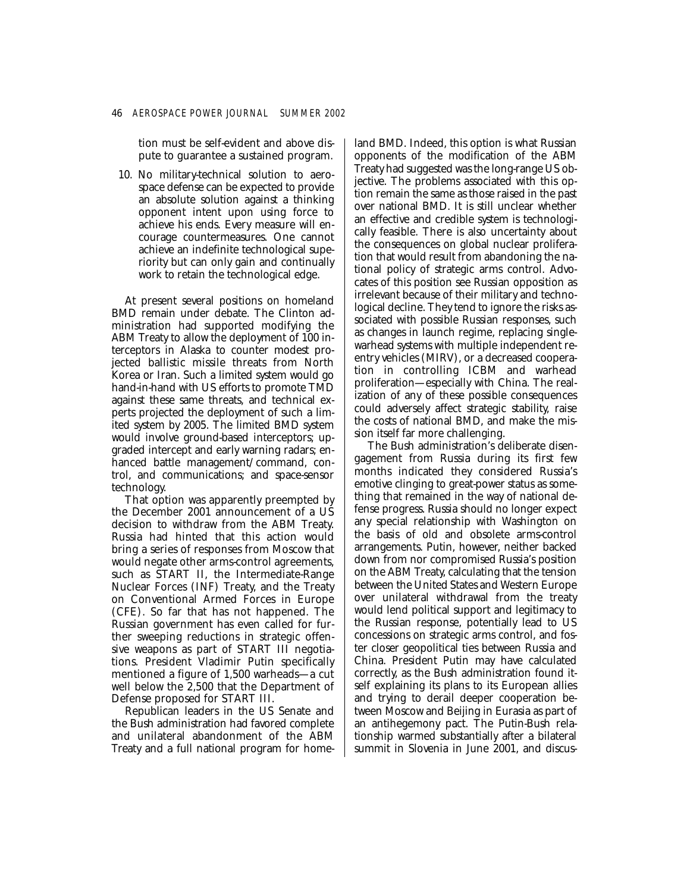tion must be self-evident and above dispute to guarantee a sustained program.

10. No military-technical solution to aerospace defense can be expected to provide an absolute solution against a thinking opponent intent upon using force to achieve his ends. Every measure will encourage countermeasures. One cannot achieve an indefinite technological superiority but can only gain and continually work to retain the technological edge.

At present several positions on homeland BMD remain under debate. The Clinton administration had supported modifying the ABM Treaty to allow the deployment of 100 interceptors in Alaska to counter modest projected ballistic missile threats from North Korea or Iran. Such a limited system would go hand-in-hand with US efforts to promote TMD against these same threats, and technical experts projected the deployment of such a limited system by 2005. The limited BMD system would involve ground-based interceptors; upgraded intercept and early warning radars; enhanced battle management/command, control, and communications; and space-sensor technology.

That option was apparently preempted by the December 2001 announcement of a US decision to withdraw from the ABM Treaty. Russia had hinted that this action would bring a series of responses from Moscow that would negate other arms-control agreements, such as START II, the Intermediate-Range Nuclear Forces (INF) Treaty, and the Treaty on Conventional Armed Forces in Europe (CFE). So far that has not happened. The Russian government has even called for further sweeping reductions in strategic offensive weapons as part of START III negotiations. President Vladimir Putin specifically mentioned a figure of 1,500 warheads—a cut well below the 2,500 that the Department of Defense proposed for START III.

Republican leaders in the US Senate and the Bush administration had favored complete and unilateral abandonment of the ABM Treaty and a full national program for homeland BMD. Indeed, this option is what Russian opponents of the modification of the ABM Treaty had suggested was the long-range US objective. The problems associated with this option remain the same as those raised in the past over national BMD. It is still unclear whether an effective and credible system is technologically feasible. There is also uncertainty about the consequences on global nuclear proliferation that would result from abandoning the national policy of strategic arms control. Advocates of this position see Russian opposition as irrelevant because of their military and technological decline. They tend to ignore the risks associated with possible Russian responses, such as changes in launch regime, replacing single-warhead systems with multiple independent reentry vehicles (MIRV), or a decreased cooperation in controlling ICBM and warhead proliferation—especially with China. The realization of any of these possible consequences could adversely affect strategic stability, raise the costs of national BMD, and make the mission itself far more challenging.

The Bush administration's deliberate disengagement from Russia during its first few months indicated they considered Russia's emotive clinging to great-power status as something that remained in the way of national defense progress. Russia should no longer expect any special relationship with Washington on the basis of old and obsolete arms-control arrangements. Putin, however, neither backed down from nor compromised Russia's position on the ABM Treaty, calculating that the tension between the United States and Western Europe over unilateral withdrawal from the treaty would lend political support and legitimacy to the Russian response, potentially lead to US concessions on strategic arms control, and foster closer geopolitical ties between Russia and China. President Putin may have calculated correctly, as the Bush administration found itself explaining its plans to its European allies and trying to derail deeper cooperation between Moscow and Beijing in Eurasia as part of an antihegemony pact. The Putin-Bush relationship warmed substantially after a bilateral summit in Slovenia in June 2001, and discus-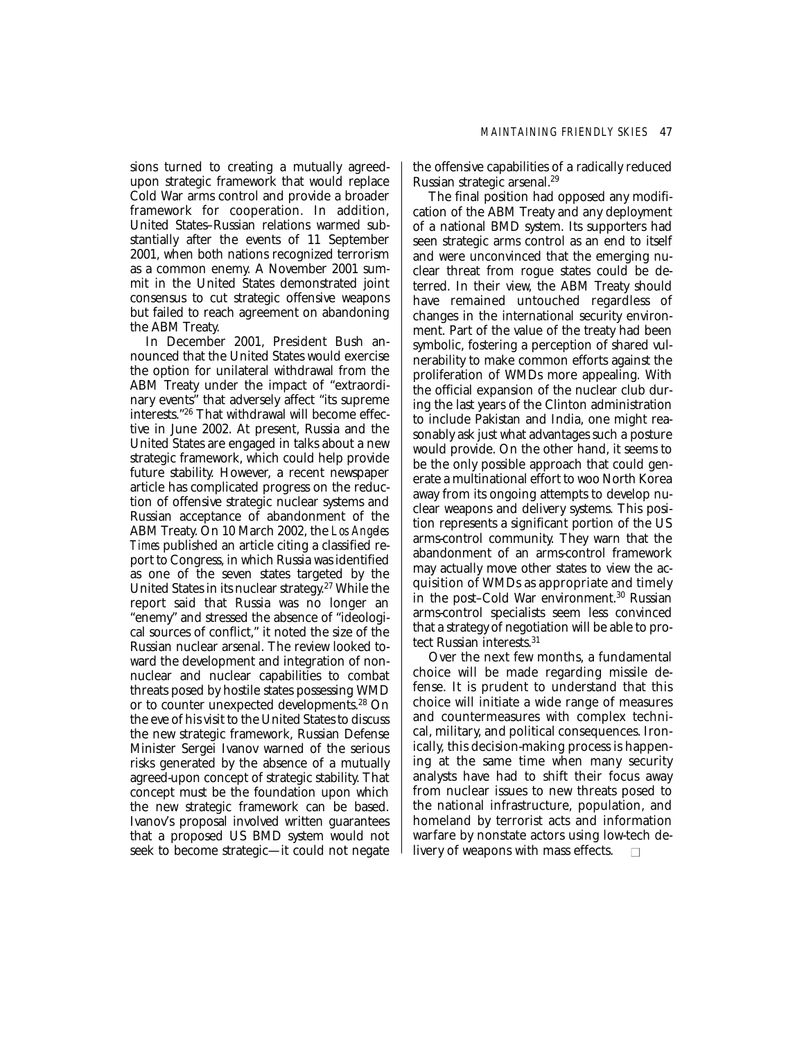sions turned to creating a mutually agreed-upon strategic framework that would replace Cold War arms control and provide a broader framework for cooperation. In addition, United States–Russian relations warmed substantially after the events of 11 September 2001, when both nations recognized terrorism as a common enemy. A November 2001 summit in the United States demonstrated joint consensus to cut strategic offensive weapons but failed to reach agreement on abandoning the ABM Treaty.

In December 2001, President Bush announced that the United States would exercise the option for unilateral withdrawal from the ABM Treaty under the impact of "extraordinary events" that adversely affect "its supreme interests."[26] That withdrawal will become effective in June 2002. At present, Russia and the United States are engaged in talks about a new strategic framework, which could help provide future stability. However, a recent newspaper article has complicated progress on the reduction of offensive strategic nuclear systems and Russian acceptance of abandonment of the ABM Treaty. On 10 March 2002, the *Los Angeles Times* published an article citing a classified report to Congress, in which Russia was identified as one of the seven states targeted by the United States in its nuclear strategy.[27] While the report said that Russia was no longer an "enemy" and stressed the absence of "ideological sources of conflict," it noted the size of the Russian nuclear arsenal. The review looked toward the development and integration of nonnuclear and nuclear capabilities to combat threats posed by hostile states possessing WMD or to counter unexpected developments.[28] On the eve of his visit to the United States to discuss the new strategic framework, Russian Defense Minister Sergei Ivanov warned of the serious risks generated by the absence of a mutually agreed-upon concept of strategic stability. That concept must be the foundation upon which the new strategic framework can be based. Ivanov's proposal involved written guarantees that a proposed US BMD system would not seek to become strategic—it could not negate the offensive capabilities of a radically reduced Russian strategic arsenal.[29]

The final position had opposed any modification of the ABM Treaty and any deployment of a national BMD system. Its supporters had seen strategic arms control as an end to itself and were unconvinced that the emerging nuclear threat from rogue states could be deterred. In their view, the ABM Treaty should have remained untouched regardless of changes in the international security environment. Part of the value of the treaty had been symbolic, fostering a perception of shared vulnerability to make common efforts against the proliferation of WMDs more appealing. With the official expansion of the nuclear club during the last years of the Clinton administration to include Pakistan and India, one might reasonably ask just what advantages such a posture would provide. On the other hand, it seems to be the only possible approach that could generate a multinational effort to woo North Korea away from its ongoing attempts to develop nuclear weapons and delivery systems. This position represents a significant portion of the US arms-control community. They warn that the abandonment of an arms-control framework may actually move other states to view the acquisition of WMDs as appropriate and timely in the post–Cold War environment.[30] Russian arms-control specialists seem less convinced that a strategy of negotiation will be able to protect Russian interests.[31]

Over the next few months, a fundamental choice will be made regarding missile defense. It is prudent to understand that this choice will initiate a wide range of measures and countermeasures with complex technical, military, and political consequences. Ironically, this decision-making process is happening at the same time when many security analysts have had to shift their focus away from nuclear issues to new threats posed to the national infrastructure, population, and homeland by terrorist acts and information warfare by nonstate actors using low-tech delivery of weapons with mass effects. □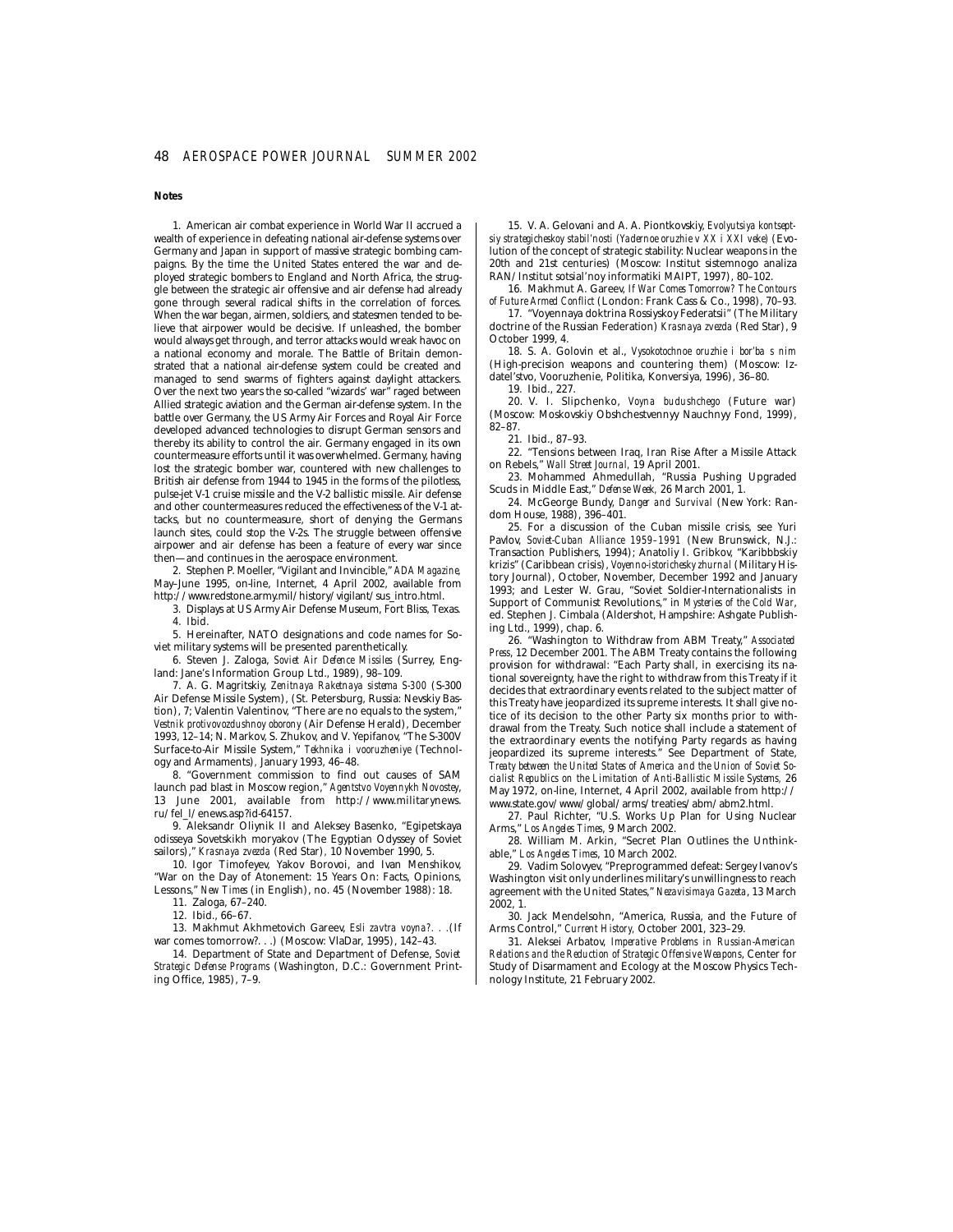**Notes**

1. American air combat experience in World War II accrued a wealth of experience in defeating national air-defense systems over Germany and Japan in support of massive strategic bombing campaigns. By the time the United States entered the war and deployed strategic bombers to England and North Africa, the struggle between the strategic air offensive and air defense had already gone through several radical shifts in the correlation of forces. When the war began, airmen, soldiers, and statesmen tended to believe that airpower would be decisive. If unleashed, the bomber would always get through, and terror attacks would wreak havoc on a national economy and morale. The Battle of Britain demonstrated that a national air-defense system could be created and managed to send swarms of fighters against daylight attackers. Over the next two years the so-called "wizards' war" raged between Allied strategic aviation and the German air-defense system. In the battle over Germany, the US Army Air Forces and Royal Air Force developed advanced technologies to disrupt German sensors and thereby its ability to control the air. Germany engaged in its own countermeasure efforts until it was overwhelmed. Germany, having lost the strategic bomber war, countered with new challenges to British air defense from 1944 to 1945 in the forms of the pilotless, pulse-jet V-1 cruise missile and the V-2 ballistic missile. Air defense and other countermeasures reduced the effectiveness of the V-1 attacks, but no countermeasure, short of denying the Germans launch sites, could stop the V-2s. The struggle between offensive airpower and air defense has been a feature of every war since then—and continues in the aerospace environment.

2. Stephen P. Moeller, "Vigilant and Invincible," *ADA Magazine*, May–June 1995, on-line, Internet, 4 April 2002, available from http://www.redstone.army.mil/history/vigilant/sus_intro.html.

3. Displays at US Army Air Defense Museum, Fort Bliss, Texas.

4. Ibid.

5. Hereinafter, NATO designations and code names for Soviet military systems will be presented parenthetically.

6. Steven J. Zaloga, *Soviet Air Defence Missiles* (Surrey, England: Jane's Information Group Ltd., 1989), 98–109.

7. A. G. Magritskiy, *Zenitnaya Raketnaya sistema S-300* (S-300 Air Defense Missile System), (St. Petersburg, Russia: Nevskiy Bastion), 7; Valentin Valentinov, "There are no equals to the system," *Vestnik protivovozdushnoy oborony* (Air Defense Herald), December 1993, 12–14; N. Markov, S. Zhukov, and V. Yepifanov, "The S-300V Surface-to-Air Missile System," *Tekhnika i vooruzheniye* (Technology and Armaments), January 1993, 46–48.

8. "Government commission to find out causes of SAM launch pad blast in Moscow region," *Agentstvo Voyennykh Novostey*, 13 June 2001, available from http://www.militarynews.ru/fel_l/enews.asp?id-64157.

9. Aleksandr Oliynik II and Aleksey Basenko, "Egipetskaya odisseya Sovetskikh moryakov (The Egyptian Odyssey of Soviet sailors)," *Krasnaya zvezda* (Red Star), 10 November 1990, 5.

10. Igor Timofeyev, Yakov Borovoi, and Ivan Menshikov, "War on the Day of Atonement: 15 Years On: Facts, Opinions, Lessons," *New Times* (in English), no. 45 (November 1988): 18.

11. Zaloga, 67–240.

12. Ibid., 66–67.

13. Makhmut Akhmetovich Gareev, *Esli zavtra voyna?. . .*(If war comes tomorrow?. . .) (Moscow: VlaDar, 1995), 142–43.

14. Department of State and Department of Defense, *Soviet Strategic Defense Programs* (Washington, D.C.: Government Printing Office, 1985), 7–9.

15. V. A. Gelovani and A. A. Piontkovskiy, *Evolyutsiya kontseptsiy strategicheskoy stabil'nosti (Yadernoe oruzhie v XX i XXI veke)* (Evolution of the concept of strategic stability: Nuclear weapons in the 20th and 21st centuries) (Moscow: Institut sistemnogo analiza RAN/Institut sotsial'noy informatiki MAIPT, 1997), 80–102.

16. Makhmut A. Gareev, *If War Comes Tomorrow? The Contours of Future Armed Conflict* (London: Frank Cass & Co., 1998), 70–93.

17. "Voyennaya doktrina Rossiyskoy Federatsii" (The Military doctrine of the Russian Federation) *Krasnaya zvezda* (Red Star), 9 October 1999, 4.

18. S. A. Golovin et al., *Vysokotochnoe oruzhie i bor'ba s nim* (High-precision weapons and countering them) (Moscow: Izdatel'stvo, Vooruzhenie, Politika, Konversiya, 1996), 36–80.

19. Ibid., 227.

20. V. I. Slipchenko, *Voyna budushchego* (Future war) (Moscow: Moskovskiy Obshchestvennyy Nauchnyy Fond, 1999), 82–87.

21. Ibid., 87–93.

22. "Tensions between Iraq, Iran Rise After a Missile Attack on Rebels," *Wall Street Journal*, 19 April 2001.

23. Mohammed Ahmedullah, "Russia Pushing Upgraded Scuds in Middle East," *Defense Week*, 26 March 2001, 1.

24. McGeorge Bundy, *Danger and Survival* (New York: Random House, 1988), 396–401.

25. For a discussion of the Cuban missile crisis, see Yuri Pavlov, *Soviet-Cuban Alliance 1959–1991* (New Brunswick, N.J.: Transaction Publishers, 1994); Anatoliy I. Gribkov, "Karibbskiy krizis" (Caribbean crisis), *Voyenno-istorichesky zhurnal* (Military History Journal), October, November, December 1992 and January 1993; and Lester W. Grau, "Soviet Soldier-Internationalists in Support of Communist Revolutions," in *Mysteries of the Cold War*, ed. Stephen J. Cimbala (Aldershot, Hampshire: Ashgate Publishing Ltd., 1999), chap. 6.

26. "Washington to Withdraw from ABM Treaty," *Associated Press*, 12 December 2001. The ABM Treaty contains the following provision for withdrawal: "Each Party shall, in exercising its national sovereignty, have the right to withdraw from this Treaty if it decides that extraordinary events related to the subject matter of this Treaty have jeopardized its supreme interests. It shall give notice of its decision to the other Party six months prior to withdrawal from the Treaty. Such notice shall include a statement of the extraordinary events the notifying Party regards as having jeopardized its supreme interests." See Department of State, *Treaty between the United States of America and the Union of Soviet Socialist Republics on the Limitation of Anti-Ballistic Missile Systems*, 26 May 1972, on-line, Internet, 4 April 2002, available from http://www.state.gov/www/global/arms/treaties/abm/abm2.html.

27. Paul Richter, "U.S. Works Up Plan for Using Nuclear Arms," *Los Angeles Times*, 9 March 2002.

28. William M. Arkin, "Secret Plan Outlines the Unthinkable," *Los Angeles Times*, 10 March 2002.

29. Vadim Solovyev, "Preprogrammed defeat: Sergey Ivanov's Washington visit only underlines military's unwillingness to reach agreement with the United States," *Nezavisimaya Gazeta*, 13 March 2002, 1.

30. Jack Mendelsohn, "America, Russia, and the Future of Arms Control," *Current History*, October 2001, 323–29.

31. Aleksei Arbatov, *Imperative Problems in Russian-American Relations and the Reduction of Strategic Offensive Weapons*, Center for Study of Disarmament and Ecology at the Moscow Physics Technology Institute, 21 February 2002.